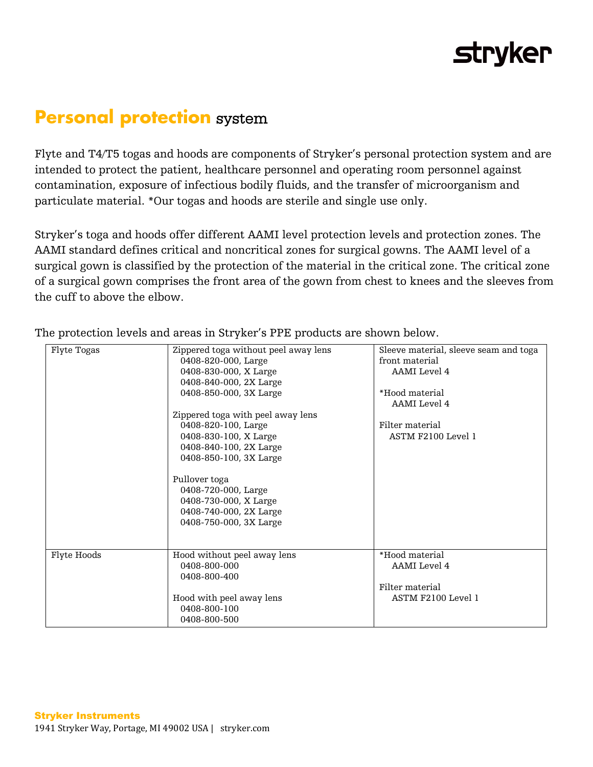# Personal protection system

Flyte and T4/T5 togas and hoods are components of Stryker's personal protection system and are intended to protect the patient, healthcare personnel and operating room personnel against contamination, exposure of infectious bodily fluids, and the transfer of microorganism and particulate material. *Our togas and hoods are sterile and single use only.

Stryker's toga and hoods offer different AAMI level protection levels and protection zones. The AAMI standard defines critical and noncritical zones for surgical gowns. The AAMI level of a surgical gown is classified by the protection of the material in the critical zone. The critical zone of a surgical gown comprises the front area of the gown from chest to knees and the sleeves from the cuff to above the elbow.

The protection levels and areas in Stryker's PPE products are shown below.

| | | |
|---|---|---|
| Flyte Togas | Zippered toga without peel away lens<br>0408-820-000, Large<br>0408-830-000, X Large<br>0408-840-000, 2X Large<br>0408-850-000, 3X Large<br><br>Zippered toga with peel away lens<br>0408-820-100, Large<br>0408-830-100, X Large<br>0408-840-100, 2X Large<br>0408-850-100, 3X Large<br><br>Pullover toga<br>0408-720-000, Large<br>0408-730-000, X Large<br>0408-740-000, 2X Large<br>0408-750-000, 3X Large | Sleeve material, sleeve seam and toga front material<br>AAMI Level 4<br><br>*Hood material<br>AAMI Level 4<br><br>Filter material<br>ASTM F2100 Level 1 |
| Flyte Hoods | Hood without peel away lens<br>0408-800-000<br>0408-800-400<br><br>Hood with peel away lens<br>0408-800-100<br>0408-800-500 | *Hood material<br>AAMI Level 4<br><br>Filter material<br>ASTM F2100 Level 1 |

**Stryker Instruments**
1941 Stryker Way, Portage, MI 49002 USA | stryker.com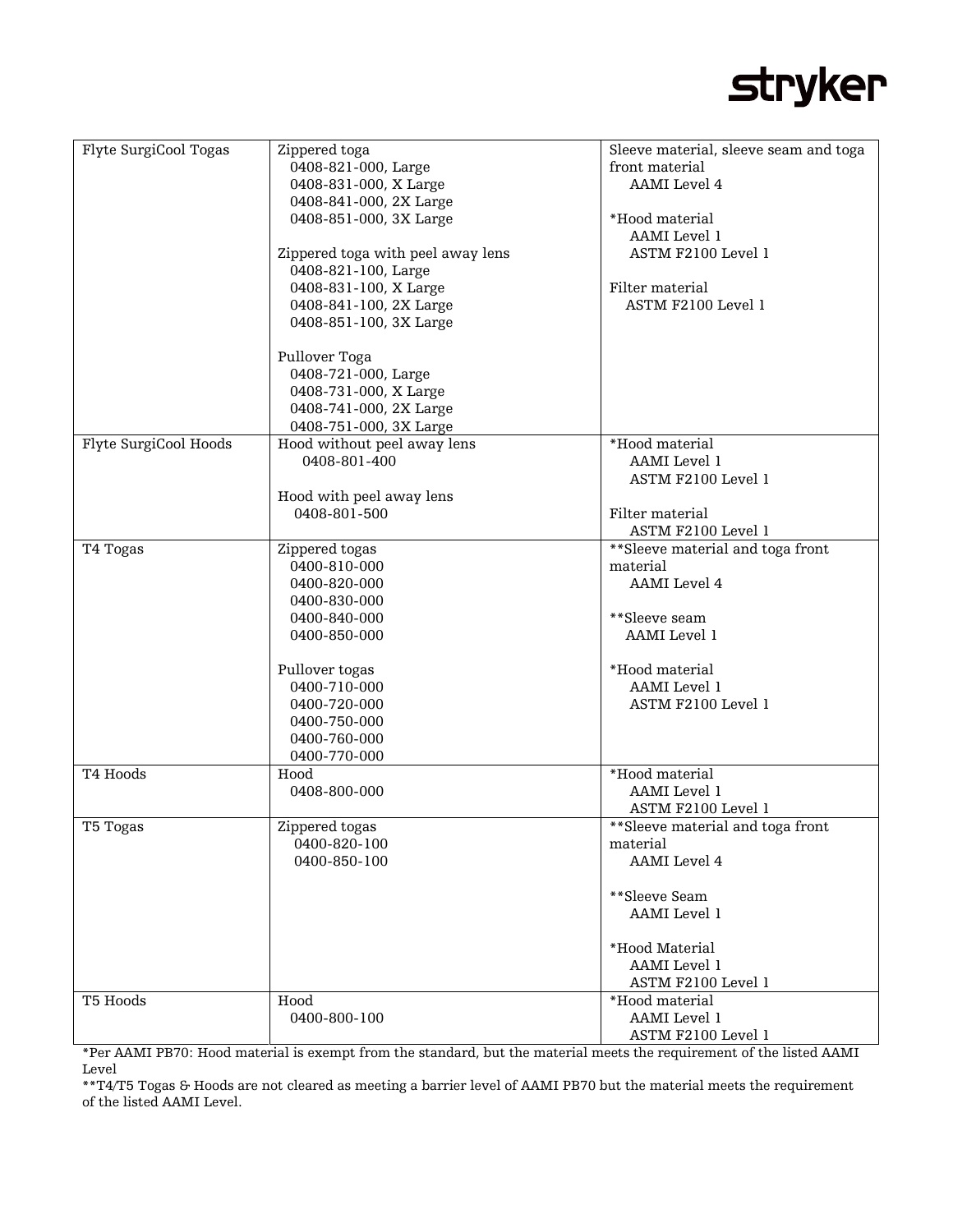| | | |
|---|---|---|
| Flyte SurgiCool Togas | Zippered toga<br>0408-821-000, Large<br>0408-831-000, X Large<br>0408-841-000, 2X Large<br>0408-851-000, 3X Large<br><br>Zippered toga with peel away lens<br>0408-821-100, Large<br>0408-831-100, X Large<br>0408-841-100, 2X Large<br>0408-851-100, 3X Large<br><br>Pullover Toga<br>0408-721-000, Large<br>0408-731-000, X Large<br>0408-741-000, 2X Large<br>0408-751-000, 3X Large | Sleeve material, sleeve seam and toga front material<br>AAMI Level 4<br><br>*Hood material<br>AAMI Level 1<br>ASTM F2100 Level 1<br><br>Filter material<br>ASTM F2100 Level 1 |
| Flyte SurgiCool Hoods | Hood without peel away lens<br>0408-801-400<br><br>Hood with peel away lens<br>0408-801-500 | *Hood material<br>AAMI Level 1<br>ASTM F2100 Level 1<br><br>Filter material<br>ASTM F2100 Level 1 |
| T4 Togas | Zippered togas<br>0400-810-000<br>0400-820-000<br>0400-830-000<br>0400-840-000<br>0400-850-000<br><br>Pullover togas<br>0400-710-000<br>0400-720-000<br>0400-750-000<br>0400-760-000<br>0400-770-000 | **Sleeve material and toga front material<br>AAMI Level 4<br><br>**Sleeve seam<br>AAMI Level 1<br><br>*Hood material<br>AAMI Level 1<br>ASTM F2100 Level 1 |
| T4 Hoods | Hood<br>0408-800-000 | *Hood material<br>AAMI Level 1<br>ASTM F2100 Level 1 |
| T5 Togas | Zippered togas<br>0400-820-100<br>0400-850-100 | **Sleeve material and toga front material<br>AAMI Level 4<br><br>**Sleeve Seam<br>AAMI Level 1<br><br>*Hood Material<br>AAMI Level 1<br>ASTM F2100 Level 1 |
| T5 Hoods | Hood<br>0400-800-100 | *Hood material<br>AAMI Level 1<br>ASTM F2100 Level 1 |

*Per AAMI PB70: Hood material is exempt from the standard, but the material meets the requirement of the listed AAMI Level

**T4/T5 Togas & Hoods are not cleared as meeting a barrier level of AAMI PB70 but the material meets the requirement of the listed AAMI Level.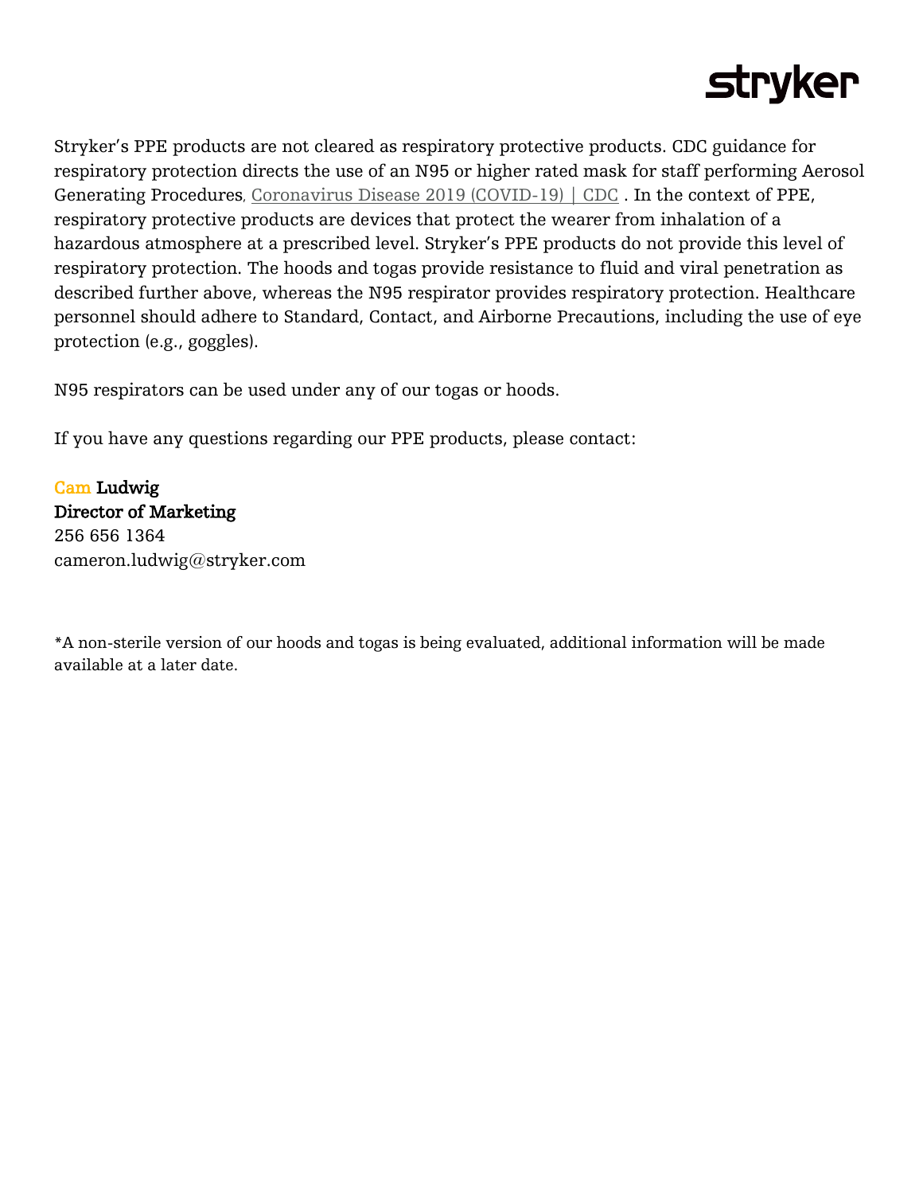Stryker's PPE products are not cleared as respiratory protective products. CDC guidance for respiratory protection directs the use of an N95 or higher rated mask for staff performing Aerosol Generating Procedures, Coronavirus Disease 2019 (COVID-19) | CDC . In the context of PPE, respiratory protective products are devices that protect the wearer from inhalation of a hazardous atmosphere at a prescribed level. Stryker's PPE products do not provide this level of respiratory protection. The hoods and togas provide resistance to fluid and viral penetration as described further above, whereas the N95 respirator provides respiratory protection. Healthcare personnel should adhere to Standard, Contact, and Airborne Precautions, including the use of eye protection (e.g., goggles).

N95 respirators can be used under any of our togas or hoods.

If you have any questions regarding our PPE products, please contact:

**Cam Ludwig**
**Director of Marketing**
256 656 1364
cameron.ludwig@stryker.com

*A non-sterile version of our hoods and togas is being evaluated, additional information will be made available at a later date.